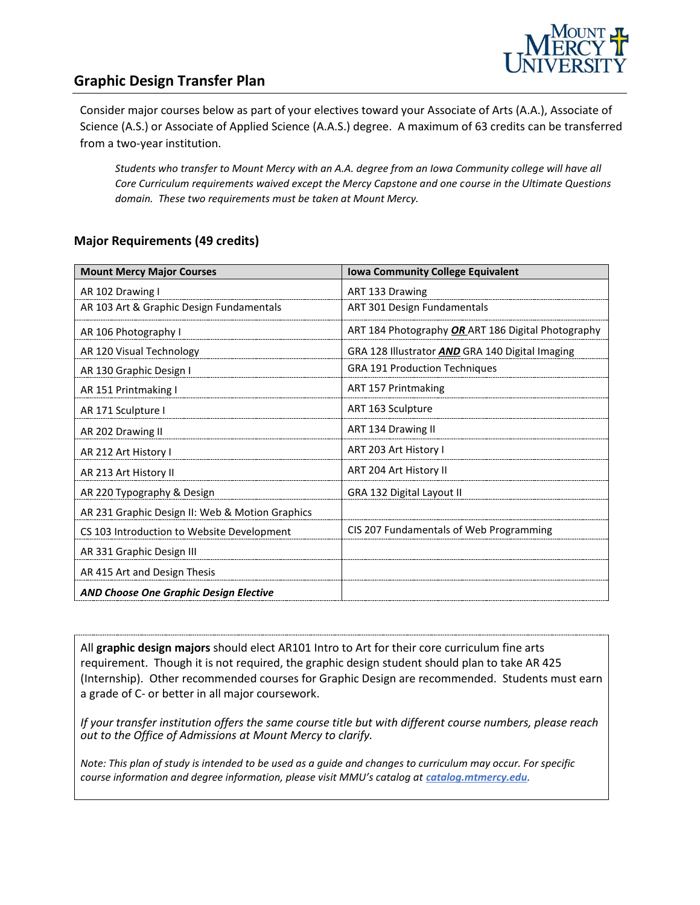## Graphic Design Transfer Plan

Consider major courses below as part of your electives toward your Associate of Arts (A.A.), Associate of Science (A.S.) or Associate of Applied Science (A.A.S.) degree. A maximum of 63 credits can be transferred from a two-year institution.

*Students who transfer to Mount Mercy with an A.A. degree from an Iowa Community college will have all Core Curriculum requirements waived except the Mercy Capstone and one course in the Ultimate Questions domain. These two requirements must be taken at Mount Mercy.*

### Major Requirements (49 credits)

| Mount Mercy Major Courses | Iowa Community College Equivalent |
|---|---|
| AR 102 Drawing I | ART 133 Drawing |
| AR 103 Art & Graphic Design Fundamentals | ART 301 Design Fundamentals |
| AR 106 Photography I | ART 184 Photography ***OR*** ART 186 Digital Photography |
| AR 120 Visual Technology | GRA 128 Illustrator ***AND*** GRA 140 Digital Imaging |
| AR 130 Graphic Design I | GRA 191 Production Techniques |
| AR 151 Printmaking I | ART 157 Printmaking |
| AR 171 Sculpture I | ART 163 Sculpture |
| AR 202 Drawing II | ART 134 Drawing II |
| AR 212 Art History I | ART 203 Art History I |
| AR 213 Art History II | ART 204 Art History II |
| AR 220 Typography & Design | GRA 132 Digital Layout II |
| AR 231 Graphic Design II: Web & Motion Graphics | |
| CS 103 Introduction to Website Development | CIS 207 Fundamentals of Web Programming |
| AR 331 Graphic Design III | |
| AR 415 Art and Design Thesis | |
| ***AND Choose One Graphic Design Elective*** | |

All **graphic design majors** should elect AR101 Intro to Art for their core curriculum fine arts requirement. Though it is not required, the graphic design student should plan to take AR 425 (Internship). Other recommended courses for Graphic Design are recommended. Students must earn a grade of C- or better in all major coursework.

*If your transfer institution offers the same course title but with different course numbers, please reach out to the Office of Admissions at Mount Mercy to clarify.*

*Note: This plan of study is intended to be used as a guide and changes to curriculum may occur. For specific course information and degree information, please visit MMU's catalog at **catalog.mtmercy.edu**.*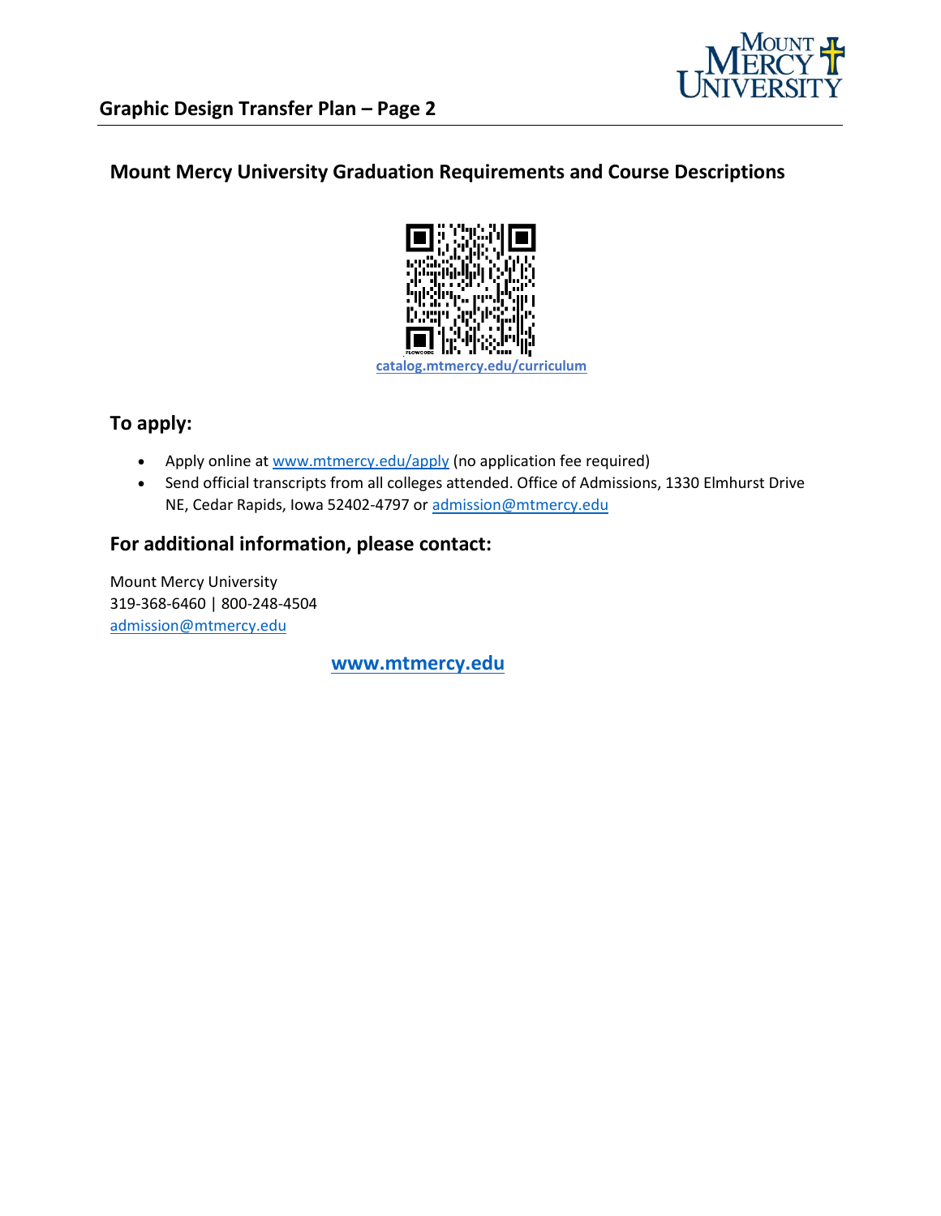## Mount Mercy University Graduation Requirements and Course Descriptions

catalog.mtmercy.edu/curriculum

## To apply:

- Apply online at www.mtmercy.edu/apply (no application fee required)
- Send official transcripts from all colleges attended. Office of Admissions, 1330 Elmhurst Drive NE, Cedar Rapids, Iowa 52402-4797 or admission@mtmercy.edu

## For additional information, please contact:

Mount Mercy University
319-368-6460 | 800-248-4504
admission@mtmercy.edu

**www.mtmercy.edu**